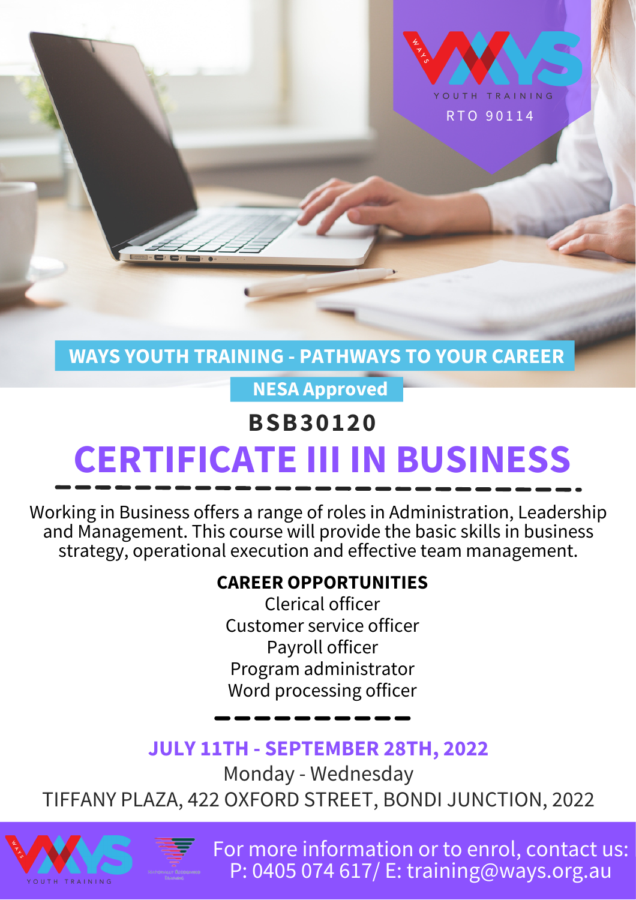WAYS YOUTH TRAINING

RTO 90114

**WAYS YOUTH TRAINING - PATHWAYS TO YOUR CAREER**

**NESA Approved**

## BSB30120

# CERTIFICATE III IN BUSINESS

Working in Business offers a range of roles in Administration, Leadership and Management. This course will provide the basic skills in business strategy, operational execution and effective team management.

**CAREER OPPORTUNITIES**

Clerical officer
Customer service officer
Payroll officer
Program administrator
Word processing officer

**JULY 11TH - SEPTEMBER 28TH, 2022**

Monday - Wednesday

TIFFANY PLAZA, 422 OXFORD STREET, BONDI JUNCTION, 2022

For more information or to enrol, contact us:
P: 0405 074 617/ E: training@ways.org.au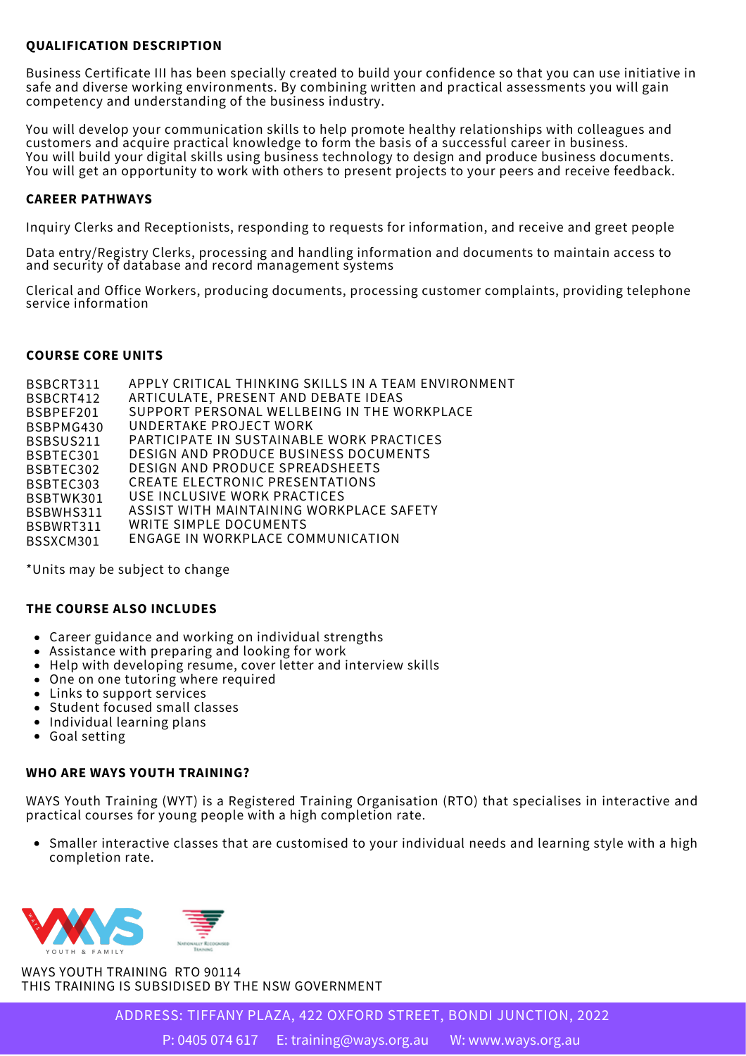## QUALIFICATION DESCRIPTION

Business Certificate III has been specially created to build your confidence so that you can use initiative in safe and diverse working environments. By combining written and practical assessments you will gain competency and understanding of the business industry.

You will develop your communication skills to help promote healthy relationships with colleagues and customers and acquire practical knowledge to form the basis of a successful career in business.
You will build your digital skills using business technology to design and produce business documents.
You will get an opportunity to work with others to present projects to your peers and receive feedback.

## CAREER PATHWAYS

Inquiry Clerks and Receptionists, responding to requests for information, and receive and greet people

Data entry/Registry Clerks, processing and handling information and documents to maintain access to and security of database and record management systems

Clerical and Office Workers, producing documents, processing customer complaints, providing telephone service information

## COURSE CORE UNITS

| | |
|---|---|
| BSBCRT311 | APPLY CRITICAL THINKING SKILLS IN A TEAM ENVIRONMENT |
| BSBCRT412 | ARTICULATE, PRESENT AND DEBATE IDEAS |
| BSBPEF201 | SUPPORT PERSONAL WELLBEING IN THE WORKPLACE |
| BSBPMG430 | UNDERTAKE PROJECT WORK |
| BSBSUS211 | PARTICIPATE IN SUSTAINABLE WORK PRACTICES |
| BSBTEC301 | DESIGN AND PRODUCE BUSINESS DOCUMENTS |
| BSBTEC302 | DESIGN AND PRODUCE SPREADSHEETS |
| BSBTEC303 | CREATE ELECTRONIC PRESENTATIONS |
| BSBTWK301 | USE INCLUSIVE WORK PRACTICES |
| BSBWHS311 | ASSIST WITH MAINTAINING WORKPLACE SAFETY |
| BSBWRT311 | WRITE SIMPLE DOCUMENTS |
| BSSXCM301 | ENGAGE IN WORKPLACE COMMUNICATION |

*Units may be subject to change

## THE COURSE ALSO INCLUDES

- Career guidance and working on individual strengths
- Assistance with preparing and looking for work
- Help with developing resume, cover letter and interview skills
- One on one tutoring where required
- Links to support services
- Student focused small classes
- Individual learning plans
- Goal setting

## WHO ARE WAYS YOUTH TRAINING?

WAYS Youth Training (WYT) is a Registered Training Organisation (RTO) that specialises in interactive and practical courses for young people with a high completion rate.

- Smaller interactive classes that are customised to your individual needs and learning style with a high completion rate.

WAYS YOUTH TRAINING RTO 90114
THIS TRAINING IS SUBSIDISED BY THE NSW GOVERNMENT

ADDRESS: TIFFANY PLAZA, 422 OXFORD STREET, BONDI JUNCTION, 2022

P: 0405 074 617 E: training@ways.org.au W: www.ways.org.au